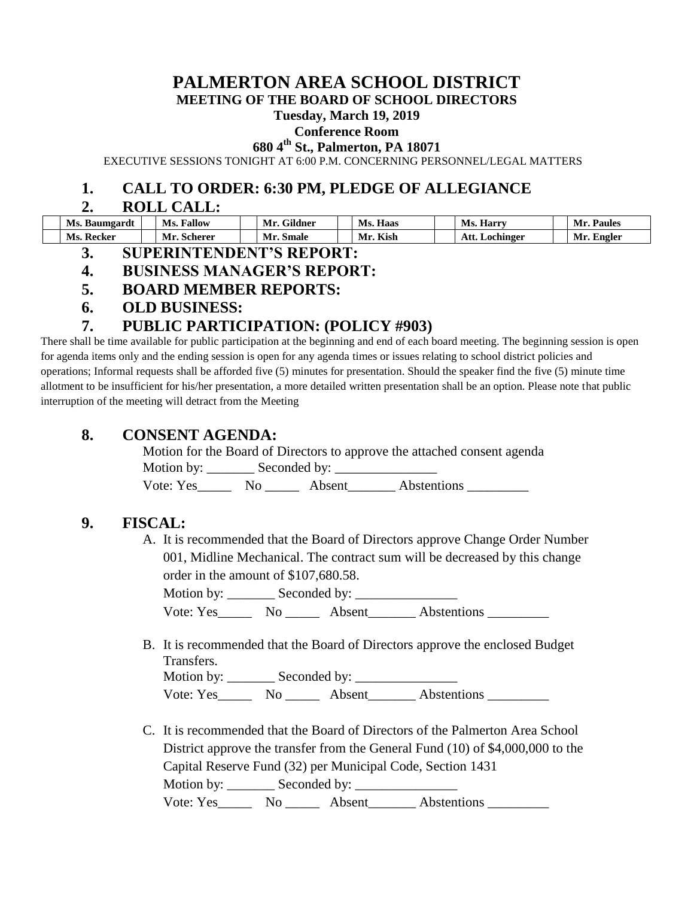# PALMERTON AREA SCHOOL DISTRICT

## MEETING OF THE BOARD OF SCHOOL DIRECTORS

**Tuesday, March 19, 2019**

**Conference Room**

**680 4th St., Palmerton, PA 18071**

EXECUTIVE SESSIONS TONIGHT AT 6:00 P.M. CONCERNING PERSONNEL/LEGAL MATTERS

## 1. CALL TO ORDER: 6:30 PM, PLEDGE OF ALLEGIANCE

## 2. ROLL CALL:

| | | | | | | | | | | | |
|---|---|---|---|---|---|---|---|---|---|---|---|
| | **Ms. Baumgardt** | | **Ms. Fallow** | | **Mr. Gildner** | | **Ms. Haas** | | **Ms. Harry** | | **Mr. Paules** |
| | **Ms. Recker** | | **Mr. Scherer** | | **Mr. Smale** | | **Mr. Kish** | | **Att. Lochinger** | | **Mr. Engler** |

## 3. SUPERINTENDENT'S REPORT:

## 4. BUSINESS MANAGER'S REPORT:

## 5. BOARD MEMBER REPORTS:

## 6. OLD BUSINESS:

## 7. PUBLIC PARTICIPATION: (POLICY #903)

There shall be time available for public participation at the beginning and end of each board meeting. The beginning session is open for agenda items only and the ending session is open for any agenda times or issues relating to school district policies and operations; Informal requests shall be afforded five (5) minutes for presentation. Should the speaker find the five (5) minute time allotment to be insufficient for his/her presentation, a more detailed written presentation shall be an option. Please note that public interruption of the meeting will detract from the Meeting

## 8. CONSENT AGENDA:

Motion for the Board of Directors to approve the attached consent agenda

Motion by: _______ Seconded by: _______________

Vote: Yes_____ No _____ Absent_______ Abstentions _________

## 9. FISCAL:

A. It is recommended that the Board of Directors approve Change Order Number 001, Midline Mechanical. The contract sum will be decreased by this change order in the amount of $107,680.58.

Motion by: _______ Seconded by: _______________

Vote: Yes_____ No _____ Absent_______ Abstentions _________

B. It is recommended that the Board of Directors approve the enclosed Budget Transfers.

Motion by: _______ Seconded by: _______________

Vote: Yes_____ No _____ Absent_______ Abstentions _________

C. It is recommended that the Board of Directors of the Palmerton Area School District approve the transfer from the General Fund (10) of $4,000,000 to the Capital Reserve Fund (32) per Municipal Code, Section 1431

Motion by: _______ Seconded by: _______________

Vote: Yes_____ No _____ Absent_______ Abstentions _________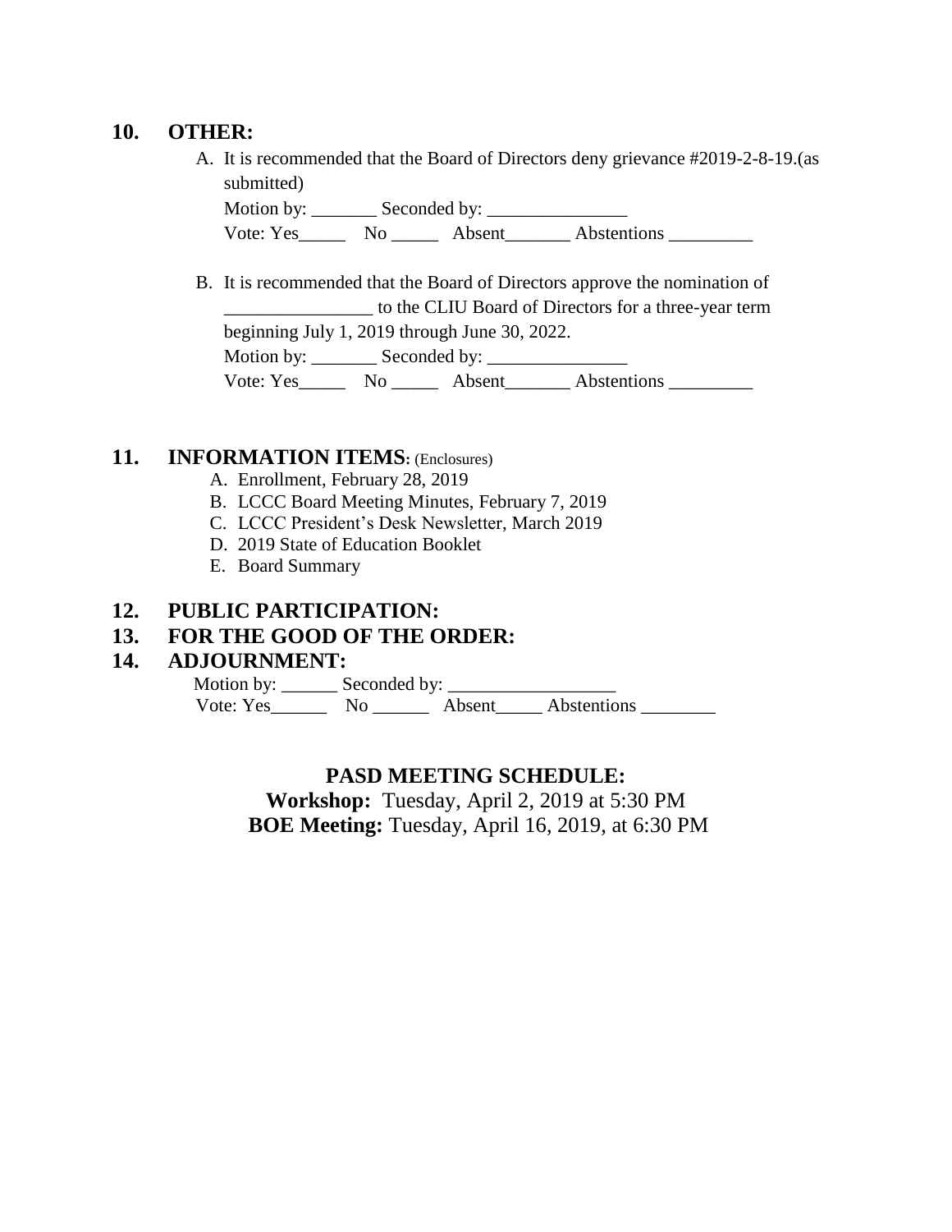## 10. OTHER:

A. It is recommended that the Board of Directors deny grievance #2019-2-8-19.(as submitted)

Motion by: _______ Seconded by: _______________

Vote: Yes_____ No _____ Absent_______ Abstentions _________

B. It is recommended that the Board of Directors approve the nomination of ________________ to the CLIU Board of Directors for a three-year term beginning July 1, 2019 through June 30, 2022.

Motion by: _______ Seconded by: _______________

Vote: Yes_____ No _____ Absent_______ Abstentions _________

## 11. INFORMATION ITEMS: (Enclosures)

A. Enrollment, February 28, 2019
B. LCCC Board Meeting Minutes, February 7, 2019
C. LCCC President's Desk Newsletter, March 2019
D. 2019 State of Education Booklet
E. Board Summary

## 12. PUBLIC PARTICIPATION:

## 13. FOR THE GOOD OF THE ORDER:

## 14. ADJOURNMENT:

Motion by: ______ Seconded by: _________________

Vote: Yes______ No ______ Absent_____ Abstentions ________

**PASD MEETING SCHEDULE:**

**Workshop:** Tuesday, April 2, 2019 at 5:30 PM

**BOE Meeting:** Tuesday, April 16, 2019, at 6:30 PM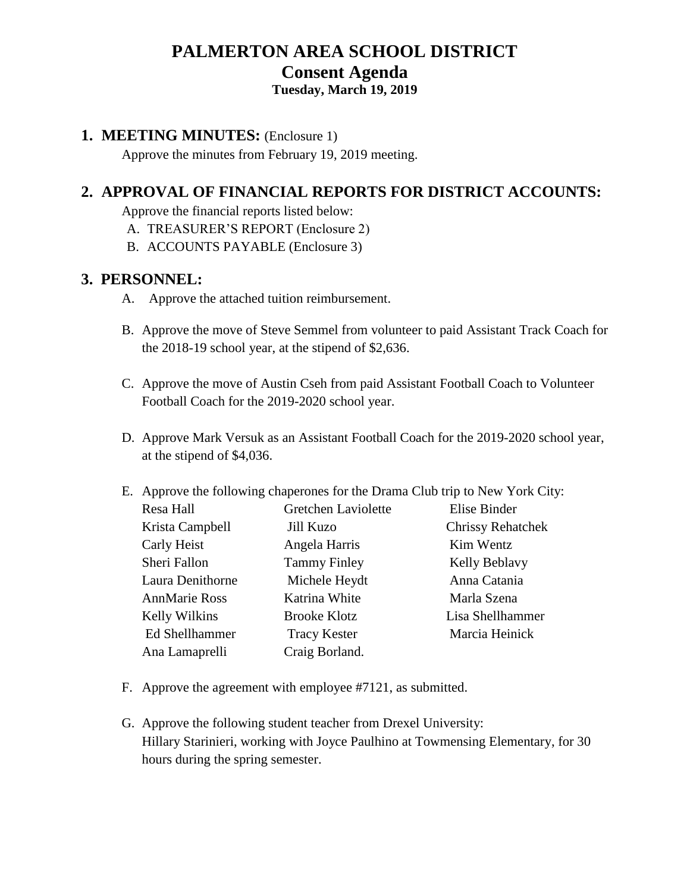# PALMERTON AREA SCHOOL DISTRICT

## Consent Agenda

### Tuesday, March 19, 2019

## 1. MEETING MINUTES: (Enclosure 1)

Approve the minutes from February 19, 2019 meeting.

## 2. APPROVAL OF FINANCIAL REPORTS FOR DISTRICT ACCOUNTS:

Approve the financial reports listed below:

A. TREASURER'S REPORT (Enclosure 2)
B. ACCOUNTS PAYABLE (Enclosure 3)

## 3. PERSONNEL:

A. Approve the attached tuition reimbursement.

B. Approve the move of Steve Semmel from volunteer to paid Assistant Track Coach for the 2018-19 school year, at the stipend of $2,636.

C. Approve the move of Austin Cseh from paid Assistant Football Coach to Volunteer Football Coach for the 2019-2020 school year.

D. Approve Mark Versuk as an Assistant Football Coach for the 2019-2020 school year, at the stipend of $4,036.

E. Approve the following chaperones for the Drama Club trip to New York City:

| | | |
|---|---|---|
| Resa Hall | Gretchen Laviolette | Elise Binder |
| Krista Campbell | Jill Kuzo | Chrissy Rehatchek |
| Carly Heist | Angela Harris | Kim Wentz |
| Sheri Fallon | Tammy Finley | Kelly Beblavy |
| Laura Denithorne | Michele Heydt | Anna Catania |
| AnnMarie Ross | Katrina White | Marla Szena |
| Kelly Wilkins | Brooke Klotz | Lisa Shellhammer |
| Ed Shellhammer | Tracy Kester | Marcia Heinick |
| Ana Lamaprelli | Craig Borland. | |

F. Approve the agreement with employee #7121, as submitted.

G. Approve the following student teacher from Drexel University:
Hillary Starinieri, working with Joyce Paulhino at Towmensing Elementary, for 30 hours during the spring semester.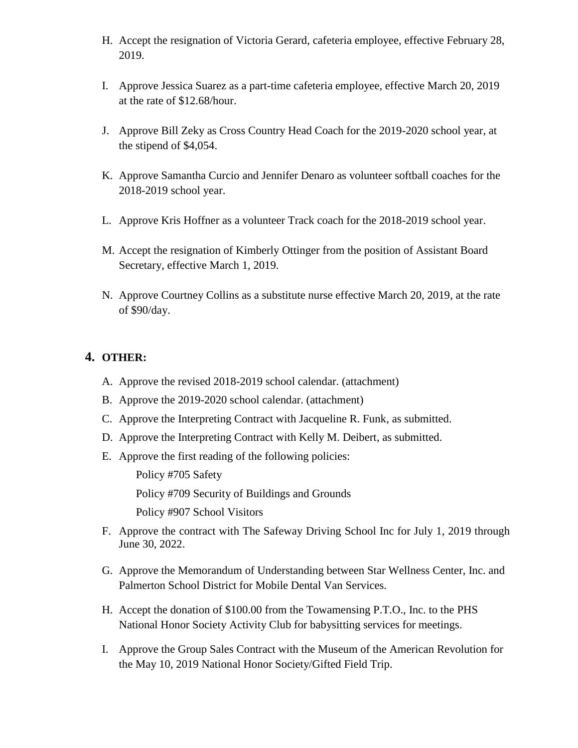H. Accept the resignation of Victoria Gerard, cafeteria employee, effective February 28, 2019.

I. Approve Jessica Suarez as a part-time cafeteria employee, effective March 20, 2019 at the rate of $12.68/hour.

J. Approve Bill Zeky as Cross Country Head Coach for the 2019-2020 school year, at the stipend of $4,054.

K. Approve Samantha Curcio and Jennifer Denaro as volunteer softball coaches for the 2018-2019 school year.

L. Approve Kris Hoffner as a volunteer Track coach for the 2018-2019 school year.

M. Accept the resignation of Kimberly Ottinger from the position of Assistant Board Secretary, effective March 1, 2019.

N. Approve Courtney Collins as a substitute nurse effective March 20, 2019, at the rate of $90/day.

## 4. OTHER:

A. Approve the revised 2018-2019 school calendar. (attachment)

B. Approve the 2019-2020 school calendar. (attachment)

C. Approve the Interpreting Contract with Jacqueline R. Funk, as submitted.

D. Approve the Interpreting Contract with Kelly M. Deibert, as submitted.

E. Approve the first reading of the following policies:

Policy #705 Safety

Policy #709 Security of Buildings and Grounds

Policy #907 School Visitors

F. Approve the contract with The Safeway Driving School Inc for July 1, 2019 through June 30, 2022.

G. Approve the Memorandum of Understanding between Star Wellness Center, Inc. and Palmerton School District for Mobile Dental Van Services.

H. Accept the donation of $100.00 from the Towamensing P.T.O., Inc. to the PHS National Honor Society Activity Club for babysitting services for meetings.

I. Approve the Group Sales Contract with the Museum of the American Revolution for the May 10, 2019 National Honor Society/Gifted Field Trip.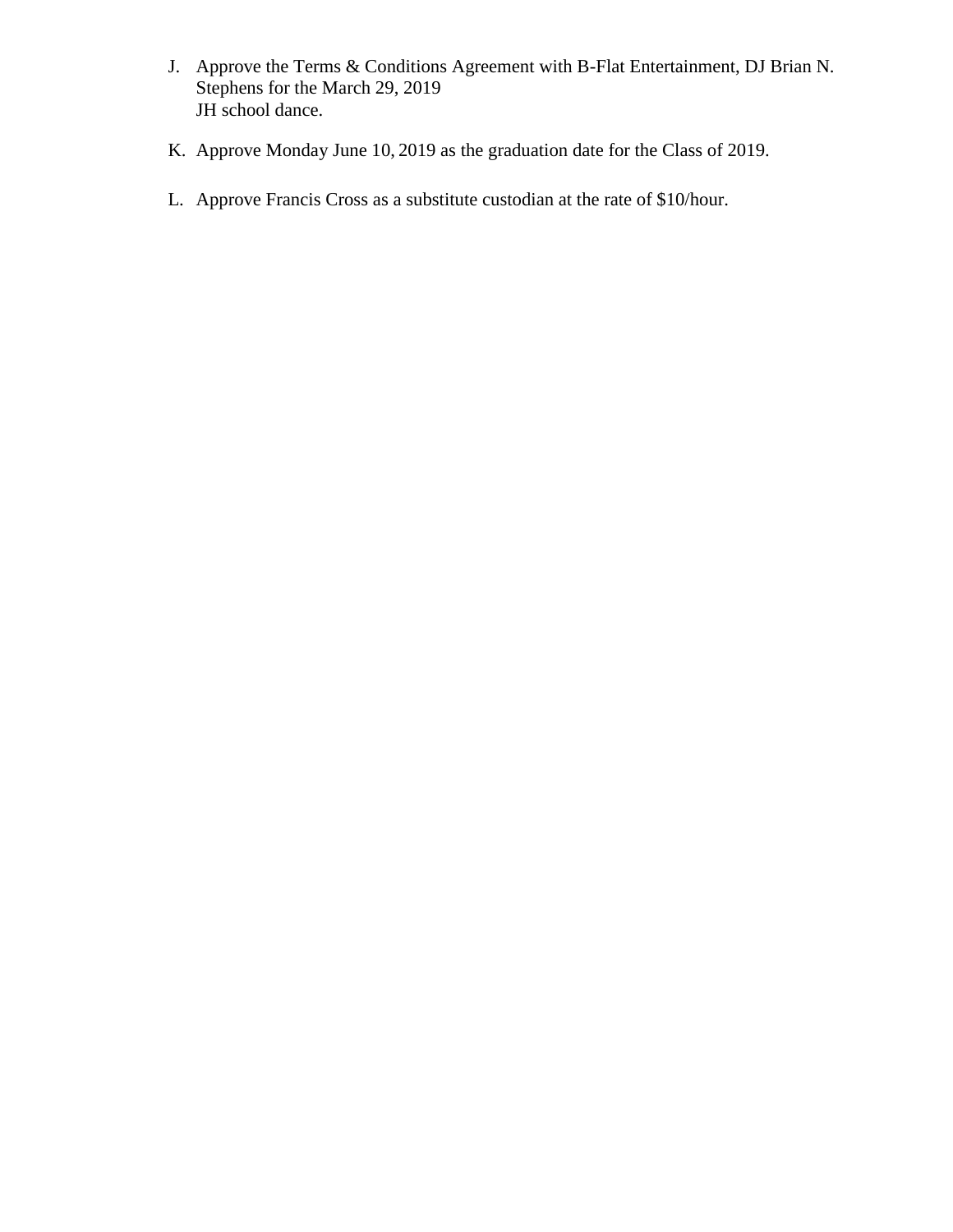J. Approve the Terms & Conditions Agreement with B-Flat Entertainment, DJ Brian N. Stephens for the March 29, 2019 JH school dance.

K. Approve Monday June 10, 2019 as the graduation date for the Class of 2019.

L. Approve Francis Cross as a substitute custodian at the rate of $10/hour.